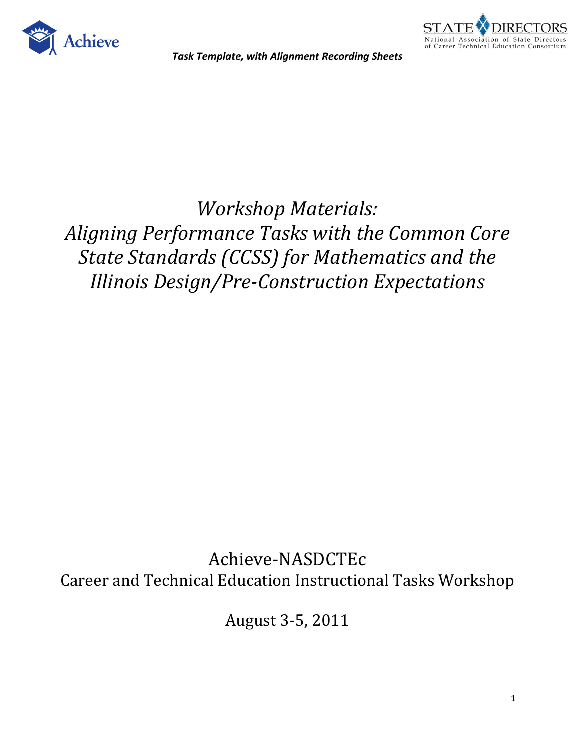*Task Template, with Alignment Recording Sheets*

# *Workshop Materials: Aligning Performance Tasks with the Common Core State Standards (CCSS) for Mathematics and the Illinois Design/Pre-Construction Expectations*

Achieve-NASDCTEc

Career and Technical Education Instructional Tasks Workshop

August 3-5, 2011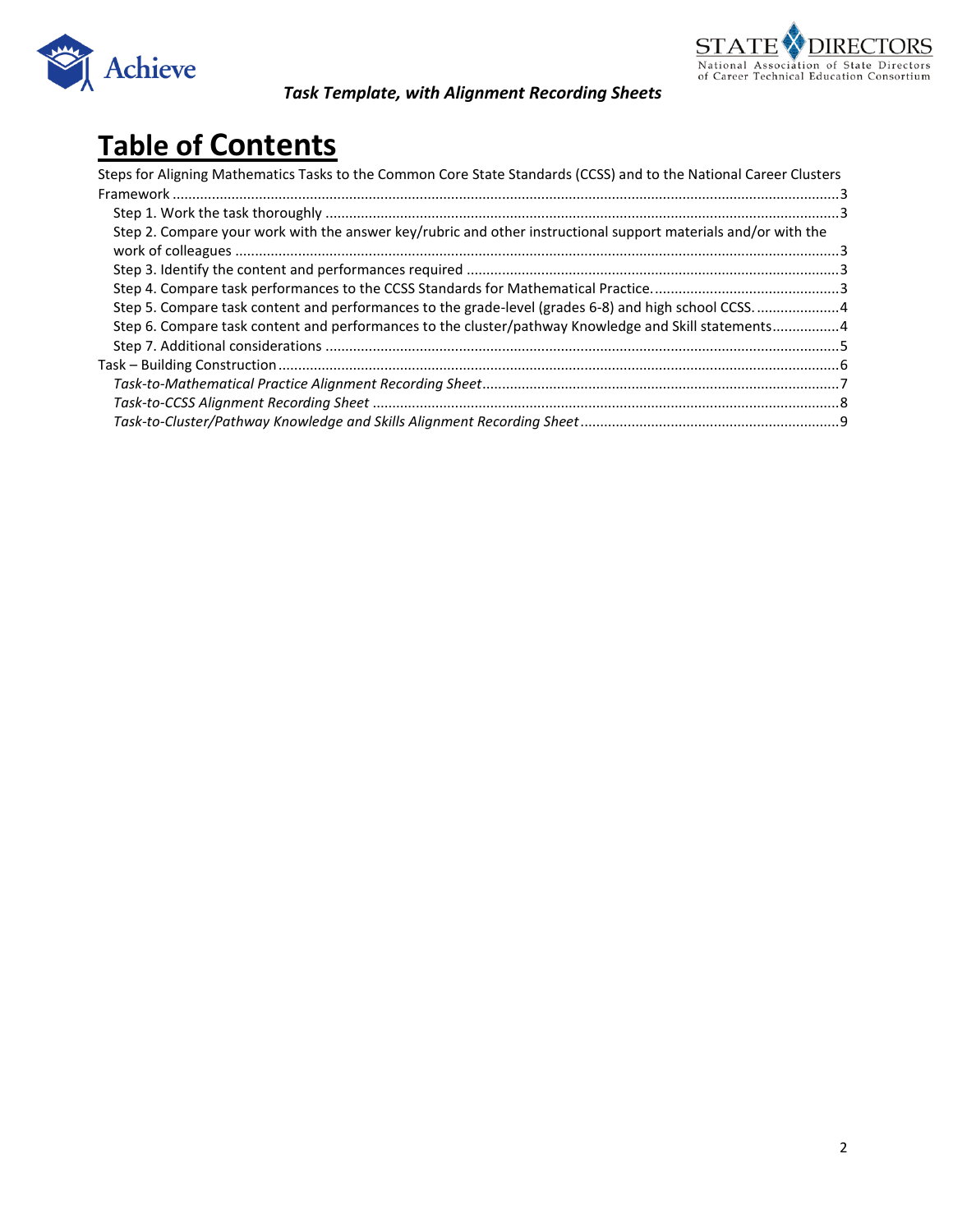# Table of Contents

Steps for Aligning Mathematics Tasks to the Common Core State Standards (CCSS) and to the National Career Clusters Framework ....................3

- Step 1. Work the task thoroughly ....................3
- Step 2. Compare your work with the answer key/rubric and other instructional support materials and/or with the work of colleagues ....................3
- Step 3. Identify the content and performances required ....................3
- Step 4. Compare task performances to the CCSS Standards for Mathematical Practice. ....................3
- Step 5. Compare task content and performances to the grade-level (grades 6-8) and high school CCSS. ....................4
- Step 6. Compare task content and performances to the cluster/pathway Knowledge and Skill statements....................4
- Step 7. Additional considerations ....................5

Task – Building Construction ....................6

- *Task-to-Mathematical Practice Alignment Recording Sheet* ....................7
- *Task-to-CCSS Alignment Recording Sheet* ....................8
- *Task-to-Cluster/Pathway Knowledge and Skills Alignment Recording Sheet* ....................9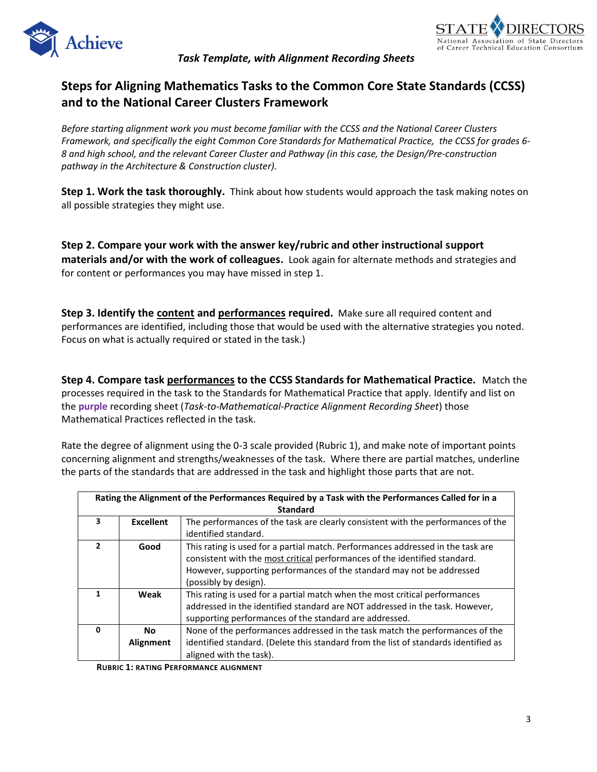## Steps for Aligning Mathematics Tasks to the Common Core State Standards (CCSS) and to the National Career Clusters Framework

*Before starting alignment work you must become familiar with the CCSS and the National Career Clusters Framework, and specifically the eight Common Core Standards for Mathematical Practice, the CCSS for grades 6-8 and high school, and the relevant Career Cluster and Pathway (in this case, the Design/Pre-construction pathway in the Architecture & Construction cluster).*

**Step 1. Work the task thoroughly.** Think about how students would approach the task making notes on all possible strategies they might use.

**Step 2. Compare your work with the answer key/rubric and other instructional support materials and/or with the work of colleagues.** Look again for alternate methods and strategies and for content or performances you may have missed in step 1.

**Step 3. Identify the <u>content</u> and <u>performances</u> required.** Make sure all required content and performances are identified, including those that would be used with the alternative strategies you noted. Focus on what is actually required or stated in the task.)

**Step 4. Compare task <u>performances</u> to the CCSS Standards for Mathematical Practice.** Match the processes required in the task to the Standards for Mathematical Practice that apply. Identify and list on the **purple** recording sheet (*Task-to-Mathematical-Practice Alignment Recording Sheet*) those Mathematical Practices reflected in the task.

Rate the degree of alignment using the 0-3 scale provided (Rubric 1), and make note of important points concerning alignment and strengths/weaknesses of the task. Where there are partial matches, underline the parts of the standards that are addressed in the task and highlight those parts that are not.

| Rating the Alignment of the Performances Required by a Task with the Performances Called for in a Standard | | |
|---|---|---|
| **3** | **Excellent** | The performances of the task are clearly consistent with the performances of the identified standard. |
| **2** | **Good** | This rating is used for a partial match. Performances addressed in the task are consistent with the <u>most critical</u> performances of the identified standard. However, supporting performances of the standard may not be addressed (possibly by design). |
| **1** | **Weak** | This rating is used for a partial match when the most critical performances addressed in the identified standard are NOT addressed in the task. However, supporting performances of the standard are addressed. |
| **0** | **No Alignment** | None of the performances addressed in the task match the performances of the identified standard. (Delete this standard from the list of standards identified as aligned with the task). |

**RUBRIC 1: RATING PERFORMANCE ALIGNMENT**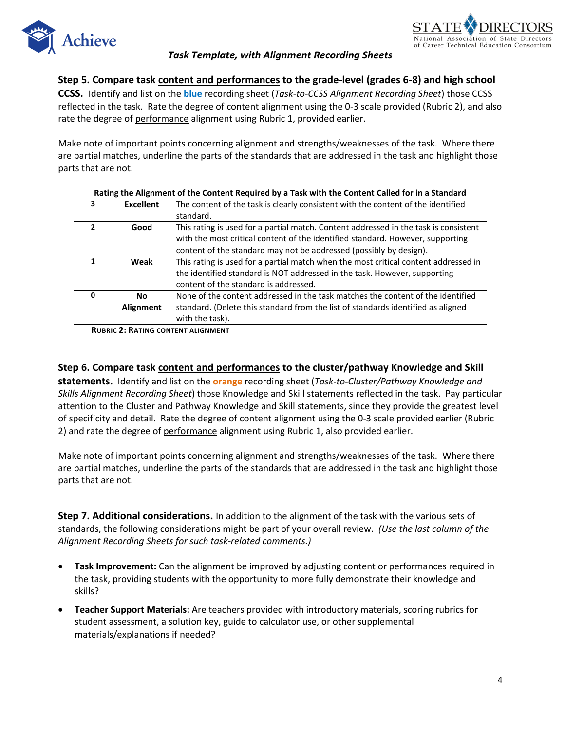**Step 5. Compare task <u>content and performances</u> to the grade-level (grades 6-8) and high school CCSS.** Identify and list on the **blue** recording sheet (*Task-to-CCSS Alignment Recording Sheet*) those CCSS reflected in the task. Rate the degree of <u>content</u> alignment using the 0-3 scale provided (Rubric 2), and also rate the degree of <u>performance</u> alignment using Rubric 1, provided earlier.

Make note of important points concerning alignment and strengths/weaknesses of the task. Where there are partial matches, underline the parts of the standards that are addressed in the task and highlight those parts that are not.

| Rating the Alignment of the Content Required by a Task with the Content Called for in a Standard | | |
|---|---|---|
| **3** | **Excellent** | The content of the task is clearly consistent with the content of the identified standard. |
| **2** | **Good** | This rating is used for a partial match. Content addressed in the task is consistent with the <u>most critical</u> content of the identified standard. However, supporting content of the standard may not be addressed (possibly by design). |
| **1** | **Weak** | This rating is used for a partial match when the most critical content addressed in the identified standard is NOT addressed in the task. However, supporting content of the standard is addressed. |
| **0** | **No Alignment** | None of the content addressed in the task matches the content of the identified standard. (Delete this standard from the list of standards identified as aligned with the task). |

**RUBRIC 2: RATING CONTENT ALIGNMENT**

**Step 6. Compare task <u>content and performances</u> to the cluster/pathway Knowledge and Skill statements.** Identify and list on the **orange** recording sheet (*Task-to-Cluster/Pathway Knowledge and Skills Alignment Recording Sheet*) those Knowledge and Skill statements reflected in the task. Pay particular attention to the Cluster and Pathway Knowledge and Skill statements, since they provide the greatest level of specificity and detail. Rate the degree of <u>content</u> alignment using the 0-3 scale provided earlier (Rubric 2) and rate the degree of <u>performance</u> alignment using Rubric 1, also provided earlier.

Make note of important points concerning alignment and strengths/weaknesses of the task. Where there are partial matches, underline the parts of the standards that are addressed in the task and highlight those parts that are not.

**Step 7. Additional considerations.** In addition to the alignment of the task with the various sets of standards, the following considerations might be part of your overall review. *(Use the last column of the Alignment Recording Sheets for such task-related comments.)*

- **Task Improvement:** Can the alignment be improved by adjusting content or performances required in the task, providing students with the opportunity to more fully demonstrate their knowledge and skills?
- **Teacher Support Materials:** Are teachers provided with introductory materials, scoring rubrics for student assessment, a solution key, guide to calculator use, or other supplemental materials/explanations if needed?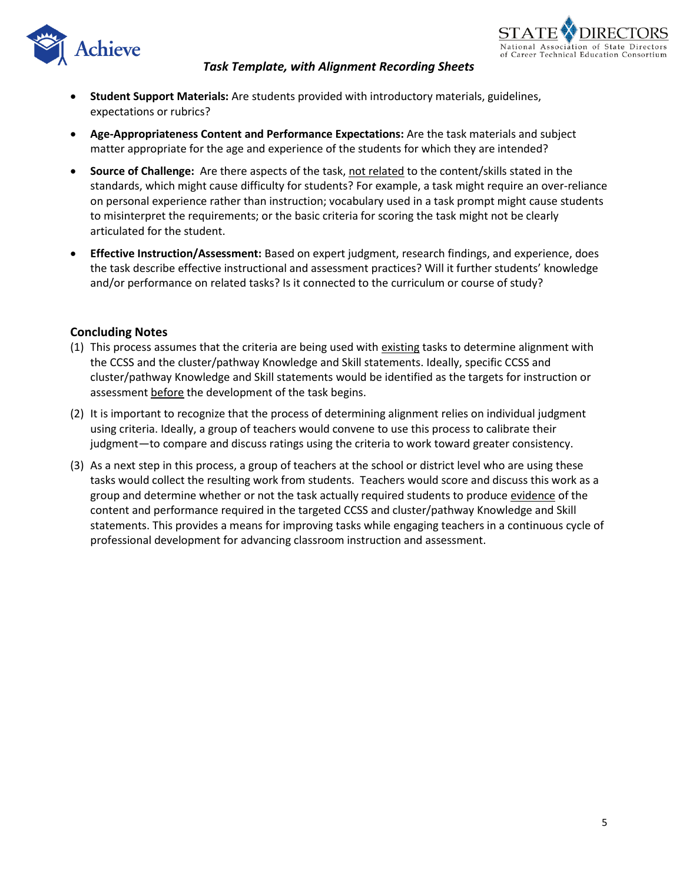- **Student Support Materials:** Are students provided with introductory materials, guidelines, expectations or rubrics?
- **Age-Appropriateness Content and Performance Expectations:** Are the task materials and subject matter appropriate for the age and experience of the students for which they are intended?
- **Source of Challenge:** Are there aspects of the task, <u>not related</u> to the content/skills stated in the standards, which might cause difficulty for students? For example, a task might require an over-reliance on personal experience rather than instruction; vocabulary used in a task prompt might cause students to misinterpret the requirements; or the basic criteria for scoring the task might not be clearly articulated for the student.
- **Effective Instruction/Assessment:** Based on expert judgment, research findings, and experience, does the task describe effective instructional and assessment practices? Will it further students' knowledge and/or performance on related tasks? Is it connected to the curriculum or course of study?

### Concluding Notes

(1) This process assumes that the criteria are being used with <u>existing</u> tasks to determine alignment with the CCSS and the cluster/pathway Knowledge and Skill statements. Ideally, specific CCSS and cluster/pathway Knowledge and Skill statements would be identified as the targets for instruction or assessment <u>before</u> the development of the task begins.

(2) It is important to recognize that the process of determining alignment relies on individual judgment using criteria. Ideally, a group of teachers would convene to use this process to calibrate their judgment—to compare and discuss ratings using the criteria to work toward greater consistency.

(3) As a next step in this process, a group of teachers at the school or district level who are using these tasks would collect the resulting work from students. Teachers would score and discuss this work as a group and determine whether or not the task actually required students to produce <u>evidence</u> of the content and performance required in the targeted CCSS and cluster/pathway Knowledge and Skill statements. This provides a means for improving tasks while engaging teachers in a continuous cycle of professional development for advancing classroom instruction and assessment.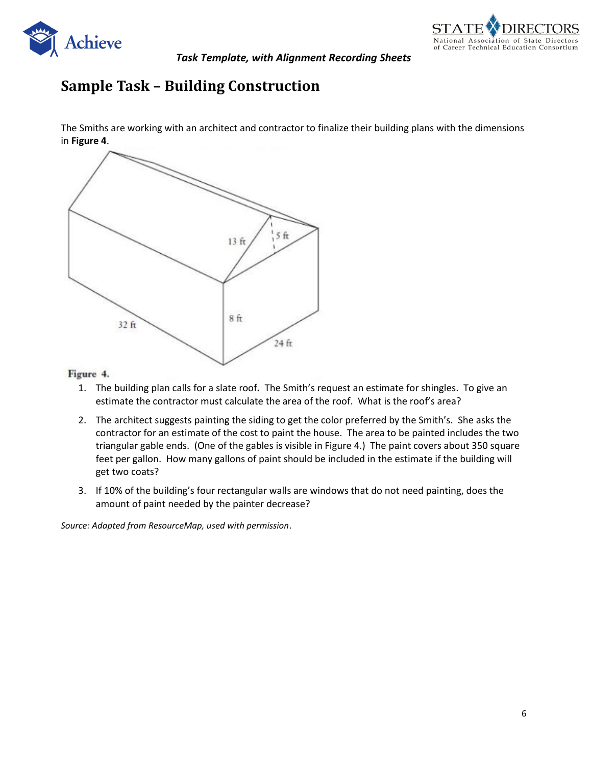## Sample Task – Building Construction

The Smiths are working with an architect and contractor to finalize their building plans with the dimensions in **Figure 4**.

**Figure 4.**

1. The building plan calls for a slate roof**.** The Smith's request an estimate for shingles. To give an estimate the contractor must calculate the area of the roof. What is the roof's area?
2. The architect suggests painting the siding to get the color preferred by the Smith's. She asks the contractor for an estimate of the cost to paint the house. The area to be painted includes the two triangular gable ends. (One of the gables is visible in Figure 4.) The paint covers about 350 square feet per gallon. How many gallons of paint should be included in the estimate if the building will get two coats?
3. If 10% of the building's four rectangular walls are windows that do not need painting, does the amount of paint needed by the painter decrease?

*Source: Adapted from ResourceMap, used with permission*.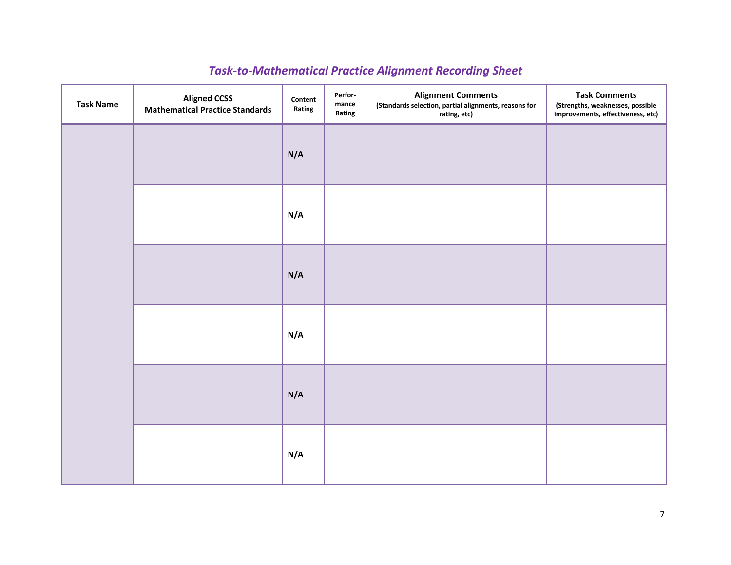## *Task-to-Mathematical Practice Alignment Recording Sheet*

| Task Name | Aligned CCSS Mathematical Practice Standards | Content Rating | Perfor-mance Rating | Alignment Comments (Standards selection, partial alignments, reasons for rating, etc) | Task Comments (Strengths, weaknesses, possible improvements, effectiveness, etc) |
|---|---|---|---|---|---|
| | | **N/A** | | | |
| | | **N/A** | | | |
| | | **N/A** | | | |
| | | **N/A** | | | |
| | | **N/A** | | | |
| | | **N/A** | | | |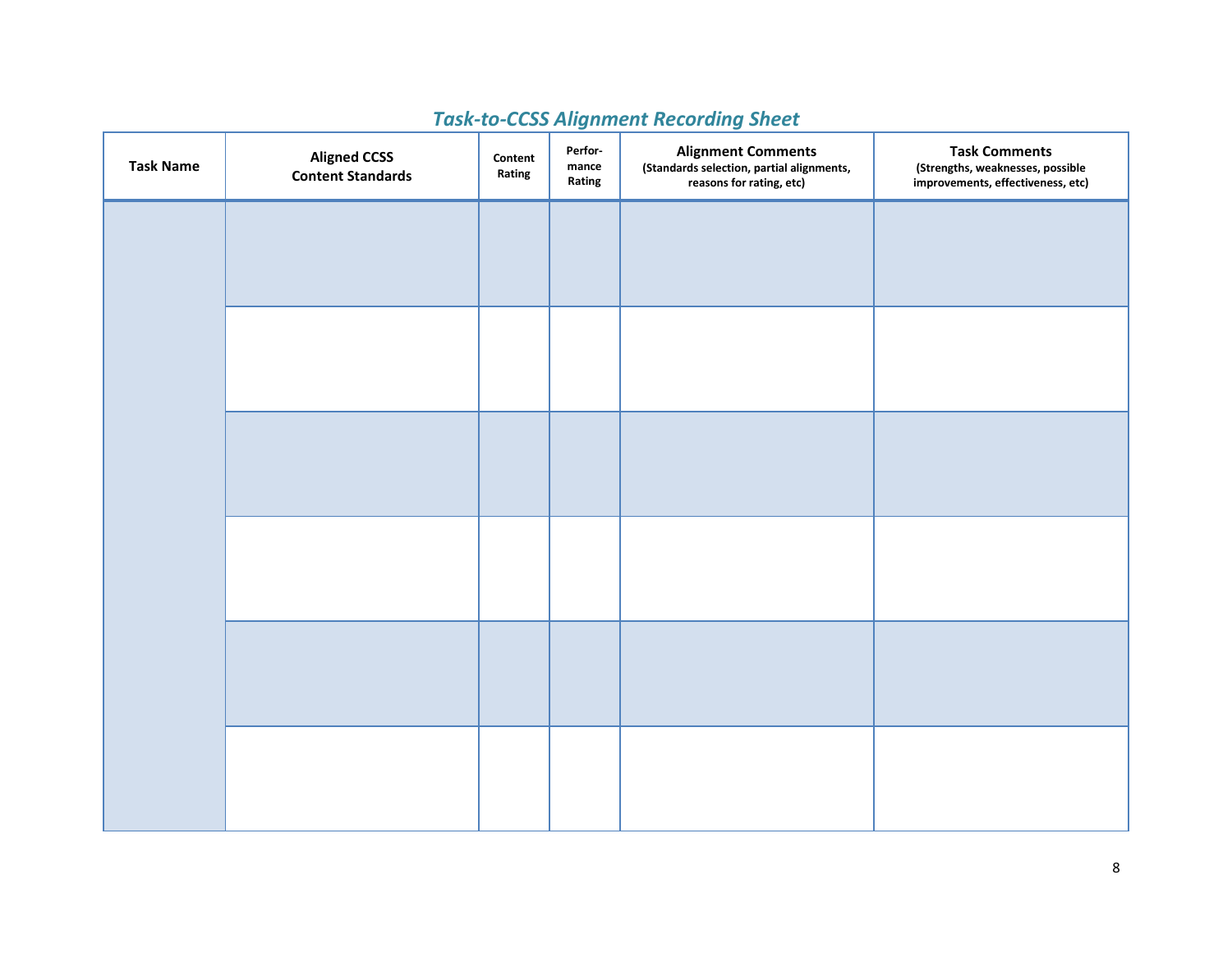## *Task-to-CCSS Alignment Recording Sheet*

| Task Name | Aligned CCSS Content Standards | Content Rating | Perfor-mance Rating | Alignment Comments (Standards selection, partial alignments, reasons for rating, etc) | Task Comments (Strengths, weaknesses, possible improvements, effectiveness, etc) |
|---|---|---|---|---|---|
| | | | | | |
| | | | | | |
| | | | | | |
| | | | | | |
| | | | | | |
| | | | | | |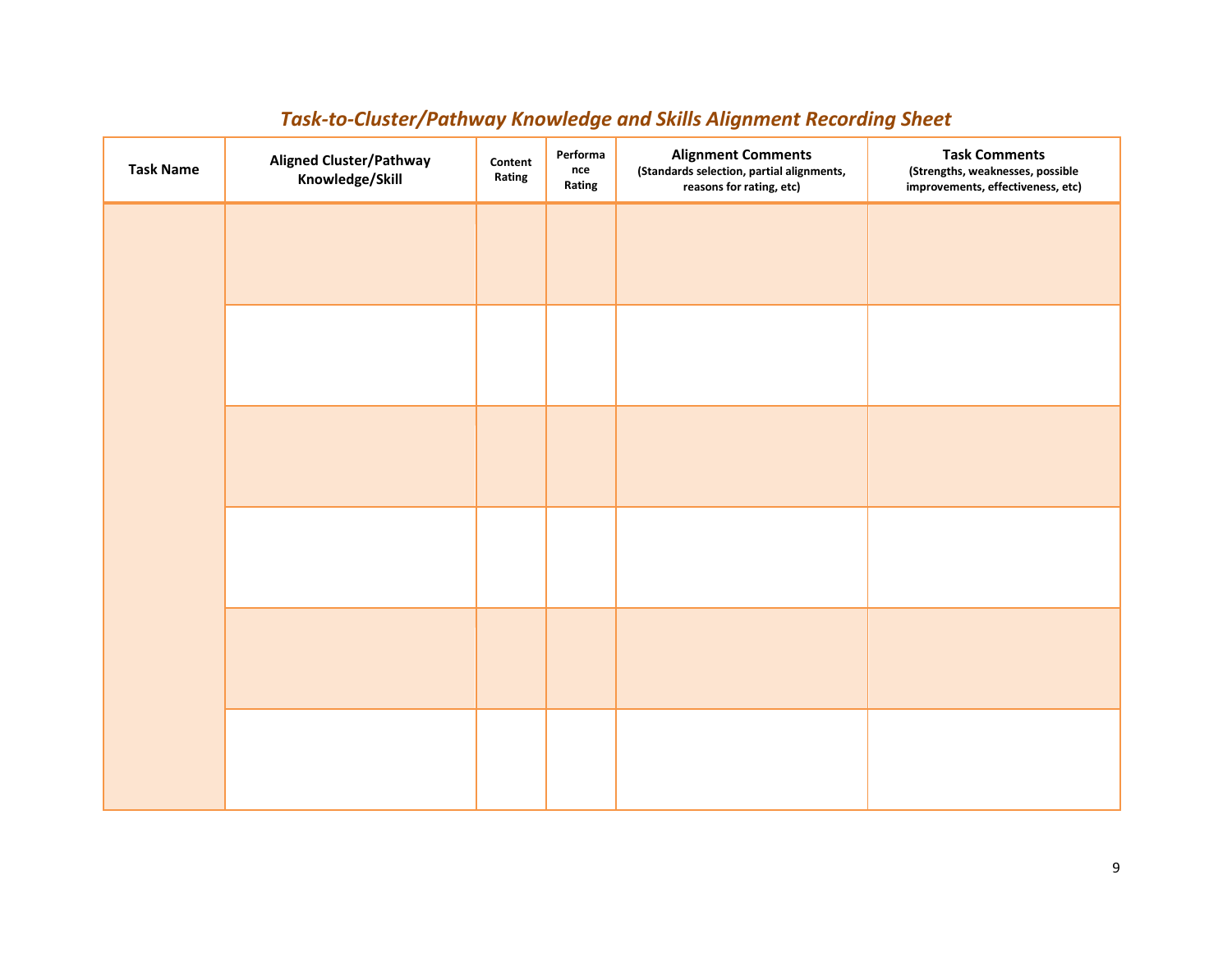# *Task-to-Cluster/Pathway Knowledge and Skills Alignment Recording Sheet*

| Task Name | Aligned Cluster/Pathway Knowledge/Skill | Content Rating | Performance Rating | Alignment Comments (Standards selection, partial alignments, reasons for rating, etc) | Task Comments (Strengths, weaknesses, possible improvements, effectiveness, etc) |
|---|---|---|---|---|---|
| | | | | | |
| | | | | | |
| | | | | | |
| | | | | | |
| | | | | | |
| | | | | | |